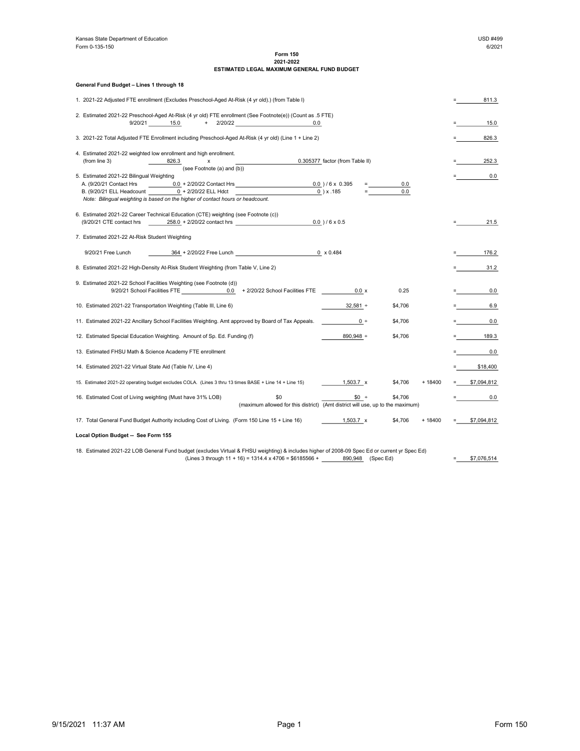Kansas State Department of Education
Form 0-135-150

USD #499
6/2021

# Form 150
## 2021-2022
## ESTIMATED LEGAL MAXIMUM GENERAL FUND BUDGET

**General Fund Budget – Lines 1 through 18**

1. 2021-22 Adjusted FTE enrollment (Excludes Preschool-Aged At-Risk (4 yr old).) (from Table I) = 811.3

2. Estimated 2021-22 Preschool-Aged At-Risk (4 yr old) FTE enrollment (See Footnote(e)) (Count as .5 FTE)
   9/20/21 15.0 + 2/20/22 0.0 = 15.0

3. 2021-22 Total Adjusted FTE Enrollment including Preschool-Aged At-Risk (4 yr old) (Line 1 + Line 2) = 826.3

4. Estimated 2021-22 weighted low enrollment and high enrollment.
   (from line 3) 826.3 x 0.305377 factor (from Table II) = 252.3
   (see Footnote (a) and (b))

5. Estimated 2021-22 Bilingual Weighting = 0.0
   A. (9/20/21 Contact Hrs 0.0 + 2/20/22 Contact Hrs 0.0 ) / 6 x 0.395 = 0.0
   B. (9/20/21 ELL Headcount 0 + 2/20/22 ELL Hdct 0 ) x .185 = 0.0
   *Note: Bilingual weighting is based on the higher of contact hours or headcount.*

6. Estimated 2021-22 Career Technical Education (CTE) weighting (see Footnote (c))
   (9/20/21 CTE contact hrs 258.0 + 2/20/22 contact hrs 0.0 ) / 6 x 0.5 = 21.5

7. Estimated 2021-22 At-Risk Student Weighting
   9/20/21 Free Lunch 364 + 2/20/22 Free Lunch 0 x 0.484 = 176.2

8. Estimated 2021-22 High-Density At-Risk Student Weighting (from Table V, Line 2) = 31.2

9. Estimated 2021-22 School Facilities Weighting (see Footnote (d))
   9/20/21 School Facilities FTE 0.0 + 2/20/22 School Facilities FTE 0.0 x 0.25 = 0.0

10. Estimated 2021-22 Transportation Weighting (Table III, Line 6) 32,581 ÷ $4,706 = 6.9

11. Estimated 2021-22 Ancillary School Facilities Weighting. Amt approved by Board of Tax Appeals. 0 ÷ $4,706 = 0.0

12. Estimated Special Education Weighting. Amount of Sp. Ed. Funding (f) 890,948 ÷ $4,706 = 189.3

13. Estimated FHSU Math & Science Academy FTE enrollment = 0.0

14. Estimated 2021-22 Virtual State Aid (Table IV, Line 4) = $18,400

15. Estimated 2021-22 operating budget excludes COLA. (Lines 3 thru 13 times BASE + Line 14 + Line 15) 1,503.7 x $4,706 + 18400 = $7,094,812

16. Estimated Cost of Living weighting (Must have 31% LOB) $0 $0 ÷ $4,706 = 0.0
    (maximum allowed for this district) (Amt district will use, up to the maximum)

17. Total General Fund Budget Authority including Cost of Living. (Form 150 Line 15 + Line 16) 1,503.7 x $4,706 + 18400 = $7,094,812

**Local Option Budget -- See Form 155**

18. Estimated 2021-22 LOB General Fund budget (excludes Virtual & FHSU weighting) & includes higher of 2008-09 Spec Ed or current yr Spec Ed)
    (Lines 3 through 11 + 16) = 1314.4 x 4706 = $6185566 + 890,948 (Spec Ed) = $7,076,514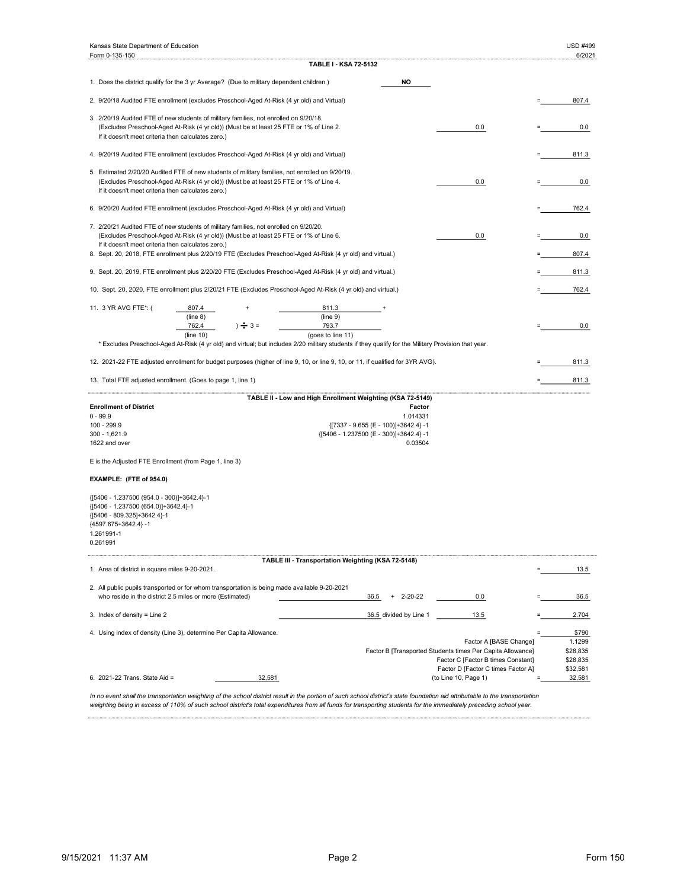Kansas State Department of Education — USD #499

Form 0-135-150 — 6/2021

## TABLE I - KSA 72-5132

1. Does the district qualify for the 3 yr Average? (Due to military dependent children.) **NO**

2. 9/20/18 Audited FTE enrollment (excludes Preschool-Aged At-Risk (4 yr old) and Virtual) = 807.4

3. 2/20/19 Audited FTE of new students of military families, not enrolled on 9/20/18. (Excludes Preschool-Aged At-Risk (4 yr old)) (Must be at least 25 FTE or 1% of Line 2. If it doesn't meet criteria then calculates zero.) 0.0 = 0.0

4. 9/20/19 Audited FTE enrollment (excludes Preschool-Aged At-Risk (4 yr old) and Virtual) = 811.3

5. Estimated 2/20/20 Audited FTE of new students of military families, not enrolled on 9/20/19. (Excludes Preschool-Aged At-Risk (4 yr old)) (Must be at least 25 FTE or 1% of Line 4. If it doesn't meet criteria then calculates zero.) 0.0 = 0.0

6. 9/20/20 Audited FTE enrollment (excludes Preschool-Aged At-Risk (4 yr old) and Virtual) = 762.4

7. 2/20/21 Audited FTE of new students of military families, not enrolled on 9/20/20. (Excludes Preschool-Aged At-Risk (4 yr old)) (Must be at least 25 FTE or 1% of Line 6. If it doesn't meet criteria then calculates zero.) 0.0 = 0.0

8. Sept. 20, 2018, FTE enrollment plus 2/20/19 FTE (Excludes Preschool-Aged At-Risk (4 yr old) and virtual.) = 807.4

9. Sept. 20, 2019, FTE enrollment plus 2/20/20 FTE (Excludes Preschool-Aged At-Risk (4 yr old) and virtual.) = 811.3

10. Sept. 20, 2020, FTE enrollment plus 2/20/21 FTE (Excludes Preschool-Aged At-Risk (4 yr old) and virtual.) = 762.4

11. 3 YR AVG FTE*: ( 807.4 (line 8) + 811.3 (line 9) + 762.4 (line 10) ) ÷ 3 = 793.7 (goes to line 11) = 0.0

\* Excludes Preschool-Aged At-Risk (4 yr old) and virtual; but includes 2/20 military students if they qualify for the Military Provision that year.

12. 2021-22 FTE adjusted enrollment for budget purposes (higher of line 9, 10, or line 9, 10, or 11, if qualified for 3YR AVG). = 811.3

13. Total FTE adjusted enrollment. (Goes to page 1, line 1) = 811.3

## TABLE II - Low and High Enrollment Weighting (KSA 72-5149)

| Enrollment of District | Factor |
|---|---|
| 0 - 99.9 | 1.014331 |
| 100 - 299.9 | {[7337 - 9.655 (E - 100)]÷3642.4} -1 |
| 300 - 1,621.9 | {[5406 - 1.237500 (E - 300)]÷3642.4} -1 |
| 1622 and over | 0.03504 |

E is the Adjusted FTE Enrollment (from Page 1, line 3)

**EXAMPLE: (FTE of 954.0)**

{[5406 - 1.237500 (954.0 - 300)]÷3642.4}-1
{[5406 - 1.237500 (654.0)]÷3642.4}-1
{[5406 - 809.325]÷3642.4}-1
{4597.675÷3642.4} -1
1.261991-1
0.261991

## TABLE III - Transportation Weighting (KSA 72-5148)

1. Area of district in square miles 9-20-2021. = 13.5

2. All public pupils transported or for whom transportation is being made available 9-20-2021 who reside in the district 2.5 miles or more (Estimated) 36.5 + 2-20-22 0.0 = 36.5

3. Index of density = Line 2 36.5 divided by Line 1 13.5 = 2.704

4. Using index of density (Line 3), determine Per Capita Allowance. = $790

| | |
|---|---|
| Factor A [BASE Change] | 1.1299 |
| Factor B [Transported Students times Per Capita Allowance] | $28,835 |
| Factor C [Factor B times Constant] | $28,835 |
| Factor D [Factor C times Factor A] | $32,581 |

6. 2021-22 Trans. State Aid = 32,581 (to Line 10, Page 1) = 32,581

*In no event shall the transportation weighting of the school district result in the portion of such school district's state foundation aid attributable to the transportation weighting being in excess of 110% of such school district's total expenditures from all funds for transporting students for the immediately preceding school year.*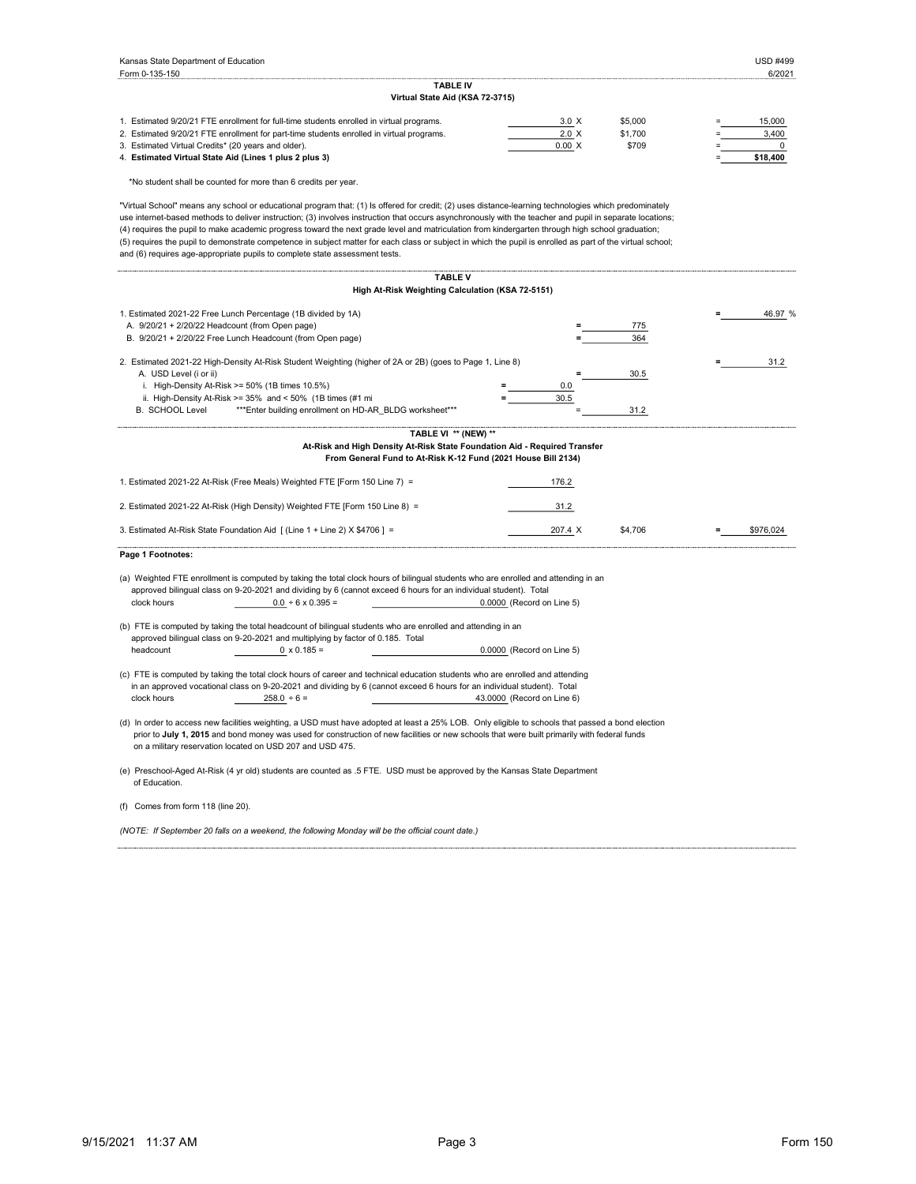Kansas State Department of Education — USD #499

Form 0-135-150 — 6/2021

## TABLE IV
### Virtual State Aid (KSA 72-3715)

| | | | | |
|---|---|---|---|---|
| 1. Estimated 9/20/21 FTE enrollment for full-time students enrolled in virtual programs. | 3.0 X | $5,000 | = | 15,000 |
| 2. Estimated 9/20/21 FTE enrollment for part-time students enrolled in virtual programs. | 2.0 X | $1,700 | = | 3,400 |
| 3. Estimated Virtual Credits* (20 years and older). | 0.00 X | $709 | = | 0 |
| 4. **Estimated Virtual State Aid (Lines 1 plus 2 plus 3)** | | | = | **$18,400** |

*No student shall be counted for more than 6 credits per year.

"Virtual School" means any school or educational program that: (1) Is offered for credit; (2) uses distance-learning technologies which predominately use internet-based methods to deliver instruction; (3) involves instruction that occurs asynchronously with the teacher and pupil in separate locations; (4) requires the pupil to make academic progress toward the next grade level and matriculation from kindergarten through high school graduation; (5) requires the pupil to demonstrate competence in subject matter for each class or subject in which the pupil is enrolled as part of the virtual school; and (6) requires age-appropriate pupils to complete state assessment tests.

## TABLE V
### High At-Risk Weighting Calculation (KSA 72-5151)

| | | | |
|---|---|---|---|
| 1. Estimated 2021-22 Free Lunch Percentage (1B divided by 1A) | | | = 46.97 % |
| A. 9/20/21 + 2/20/22 Headcount (from Open page) | | = 775 | |
| B. 9/20/21 + 2/20/22 Free Lunch Headcount (from Open page) | | = 364 | |
| 2. Estimated 2021-22 High-Density At-Risk Student Weighting (higher of 2A or 2B) (goes to Page 1, Line 8) | | | = 31.2 |
| A. USD Level (i or ii) | | = 30.5 | |
| i. High-Density At-Risk >= 50% (1B times 10.5%) | = 0.0 | | |
| ii. High-Density At-Risk >= 35% and < 50% (1B times (#1 mi | = 30.5 | | |
| B. SCHOOL Level ***Enter building enrollment on HD-AR_BLDG worksheet*** | | = 31.2 | |

## TABLE VI ** (NEW) **
### At-Risk and High Density At-Risk State Foundation Aid - Required Transfer From General Fund to At-Risk K-12 Fund (2021 House Bill 2134)

| | | | | |
|---|---|---|---|---|
| 1. Estimated 2021-22 At-Risk (Free Meals) Weighted FTE [Form 150 Line 7] = | 176.2 | | | |
| 2. Estimated 2021-22 At-Risk (High Density) Weighted FTE [Form 150 Line 8] = | 31.2 | | | |
| 3. Estimated At-Risk State Foundation Aid [ (Line 1 + Line 2) X $4706 ] = | 207.4 X | $4,706 | = | $976,024 |

**Page 1 Footnotes:**

(a) Weighted FTE enrollment is computed by taking the total clock hours of bilingual students who are enrolled and attending in an approved bilingual class on 9-20-2021 and dividing by 6 (cannot exceed 6 hours for an individual student). Total clock hours 0.0 ÷ 6 x 0.395 = 0.0000 (Record on Line 5)

(b) FTE is computed by taking the total headcount of bilingual students who are enrolled and attending in an approved bilingual class on 9-20-2021 and multiplying by factor of 0.185. Total headcount 0 x 0.185 = 0.0000 (Record on Line 5)

(c) FTE is computed by taking the total clock hours of career and technical education students who are enrolled and attending in an approved vocational class on 9-20-2021 and dividing by 6 (cannot exceed 6 hours for an individual student). Total clock hours 258.0 ÷ 6 = 43.0000 (Record on Line 6)

(d) In order to access new facilities weighting, a USD must have adopted at least a 25% LOB. Only eligible to schools that passed a bond election prior to **July 1, 2015** and bond money was used for construction of new facilities or new schools that were built primarily with federal funds on a military reservation located on USD 207 and USD 475.

(e) Preschool-Aged At-Risk (4 yr old) students are counted as .5 FTE. USD must be approved by the Kansas State Department of Education.

(f) Comes from form 118 (line 20).

*(NOTE: If September 20 falls on a weekend, the following Monday will be the official count date.)*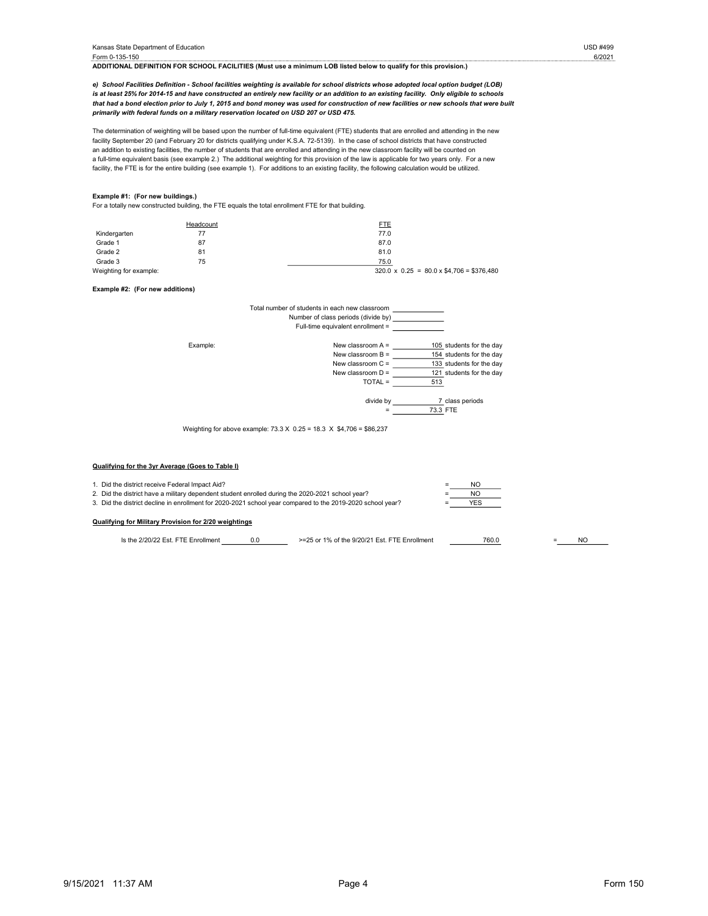Kansas State Department of Education — USD #499

Form 0-135-150 — 6/2021

**ADDITIONAL DEFINITION FOR SCHOOL FACILITIES (Must use a minimum LOB listed below to qualify for this provision.)**

***e) School Facilities Definition - School facilities weighting is available for school districts whose adopted local option budget (LOB) is at least 25% for 2014-15 and have constructed an entirely new facility or an addition to an existing facility. Only eligible to schools that had a bond election prior to July 1, 2015 and bond money was used for construction of new facilities or new schools that were built primarily with federal funds on a military reservation located on USD 207 or USD 475.***

The determination of weighting will be based upon the number of full-time equivalent (FTE) students that are enrolled and attending in the new facility September 20 (and February 20 for districts qualifying under K.S.A. 72-5139). In the case of school districts that have constructed an addition to existing facilities, the number of students that are enrolled and attending in the new classroom facility will be counted on a full-time equivalent basis (see example 2.) The additional weighting for this provision of the law is applicable for two years only. For a new facility, the FTE is for the entire building (see example 1). For additions to an existing facility, the following calculation would be utilized.

**Example #1: (For new buildings.)**

For a totally new constructed building, the FTE equals the total enrollment FTE for that building.

| | Headcount | FTE |
|---|---|---|
| Kindergarten | 77 | 77.0 |
| Grade 1 | 87 | 87.0 |
| Grade 2 | 81 | 81.0 |
| Grade 3 | 75 | 75.0 |
| Weighting for example: | | 320.0 x 0.25 = 80.0 x $4,706 = $376,480 |

**Example #2: (For new additions)**

Total number of students in each new classroom ________

Number of class periods (divide by) ________

Full-time equivalent enrollment = ________

Example:

| | | |
|---|---|---|
| New classroom A = | 105 | students for the day |
| New classroom B = | 154 | students for the day |
| New classroom C = | 133 | students for the day |
| New classroom D = | 121 | students for the day |
| TOTAL = | 513 | |
| divide by | 7 | class periods |
| = | 73.3 | FTE |

Weighting for above example: 73.3 X 0.25 = 18.3 X $4,706 = $86,237

**Qualifying for the 3yr Average (Goes to Table I)**

| | | |
|---|---|---|
| 1. Did the district receive Federal Impact Aid? | = | NO |
| 2. Did the district have a military dependent student enrolled during the 2020-2021 school year? | = | NO |
| 3. Did the district decline in enrollment for 2020-2021 school year compared to the 2019-2020 school year? | = | YES |

**Qualifying for Military Provision for 2/20 weightings**

Is the 2/20/22 Est. FTE Enrollment 0.0 >=25 or 1% of the 9/20/21 Est. FTE Enrollment 760.0 = NO